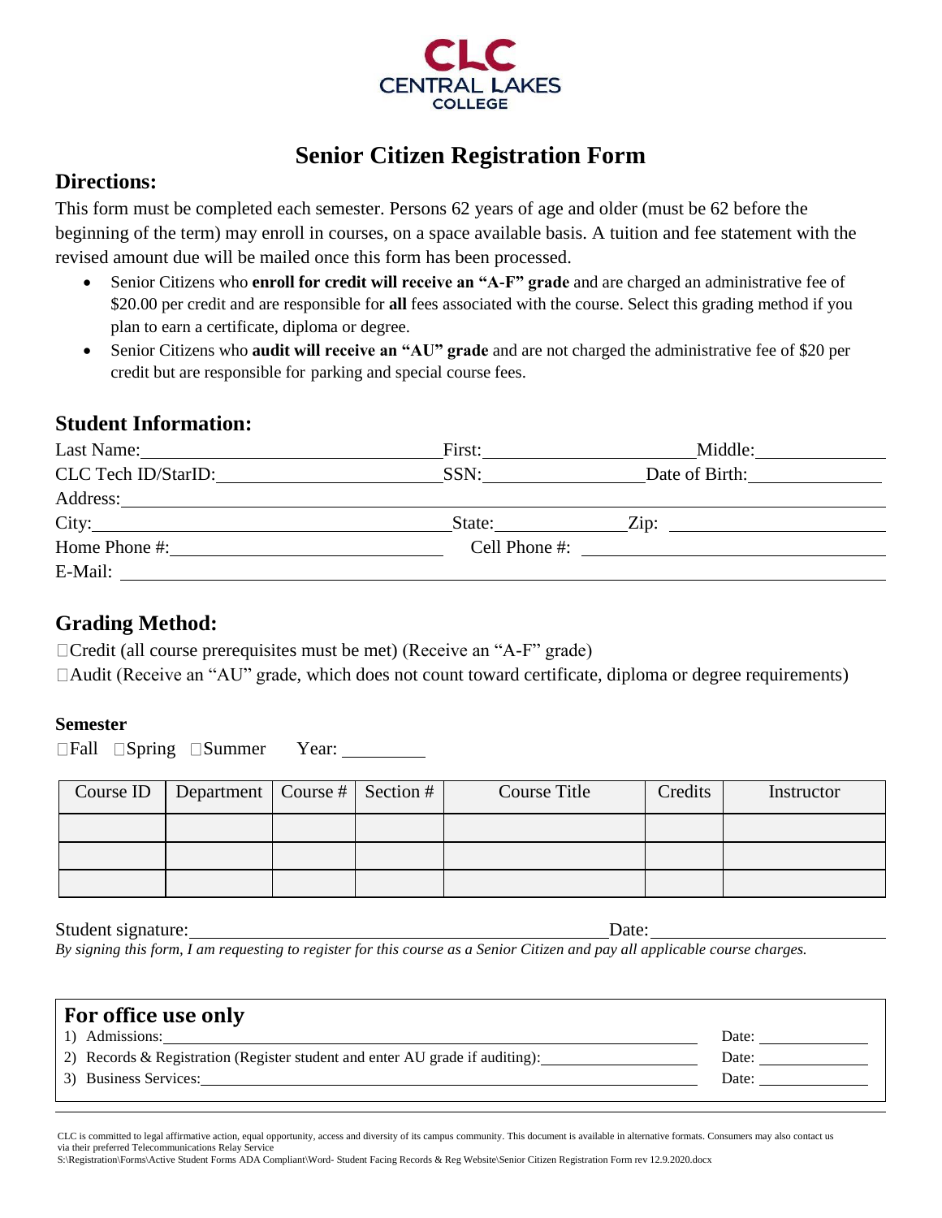CLC CENTRAL LAKES COLLEGE

# Senior Citizen Registration Form

## Directions:

This form must be completed each semester. Persons 62 years of age and older (must be 62 before the beginning of the term) may enroll in courses, on a space available basis. A tuition and fee statement with the revised amount due will be mailed once this form has been processed.

- Senior Citizens who **enroll for credit will receive an "A-F" grade** and are charged an administrative fee of $20.00 per credit and are responsible for **all** fees associated with the course. Select this grading method if you plan to earn a certificate, diploma or degree.
- Senior Citizens who **audit will receive an "AU" grade** and are not charged the administrative fee of $20 per credit but are responsible for parking and special course fees.

## Student Information:

Last Name: ______________________ First: ______________________ Middle: ______________

CLC Tech ID/StarID: ______________________ SSN: ______________ Date of Birth: ______________

Address: ____________________________________________________________

City: ______________________ State: ______________ Zip: ______________

Home Phone #: ______________________ Cell Phone #: ______________________

E-Mail: ____________________________________________________________

## Grading Method:

☐Credit (all course prerequisites must be met) (Receive an "A-F" grade)

☐Audit (Receive an "AU" grade, which does not count toward certificate, diploma or degree requirements)

**Semester**

☐Fall ☐Spring ☐Summer Year: _________

| Course ID | Department | Course # | Section # | Course Title | Credits | Instructor |
|---|---|---|---|---|---|---|
| | | | | | | |
| | | | | | | |
| | | | | | | |

Student signature: ______________________________________ Date: ______________

*By signing this form, I am requesting to register for this course as a Senior Citizen and pay all applicable course charges.*

## For office use only

1) Admissions: ______________________________________ Date: ______________
2) Records & Registration (Register student and enter AU grade if auditing): ______________ Date: ______________
3) Business Services: ______________________________________ Date: ______________

CLC is committed to legal affirmative action, equal opportunity, access and diversity of its campus community. This document is available in alternative formats. Consumers may also contact us via their preferred Telecommunications Relay Service

S:\Registration\Forms\Active Student Forms ADA Compliant\Word- Student Facing Records & Reg Website\Senior Citizen Registration Form rev 12.9.2020.docx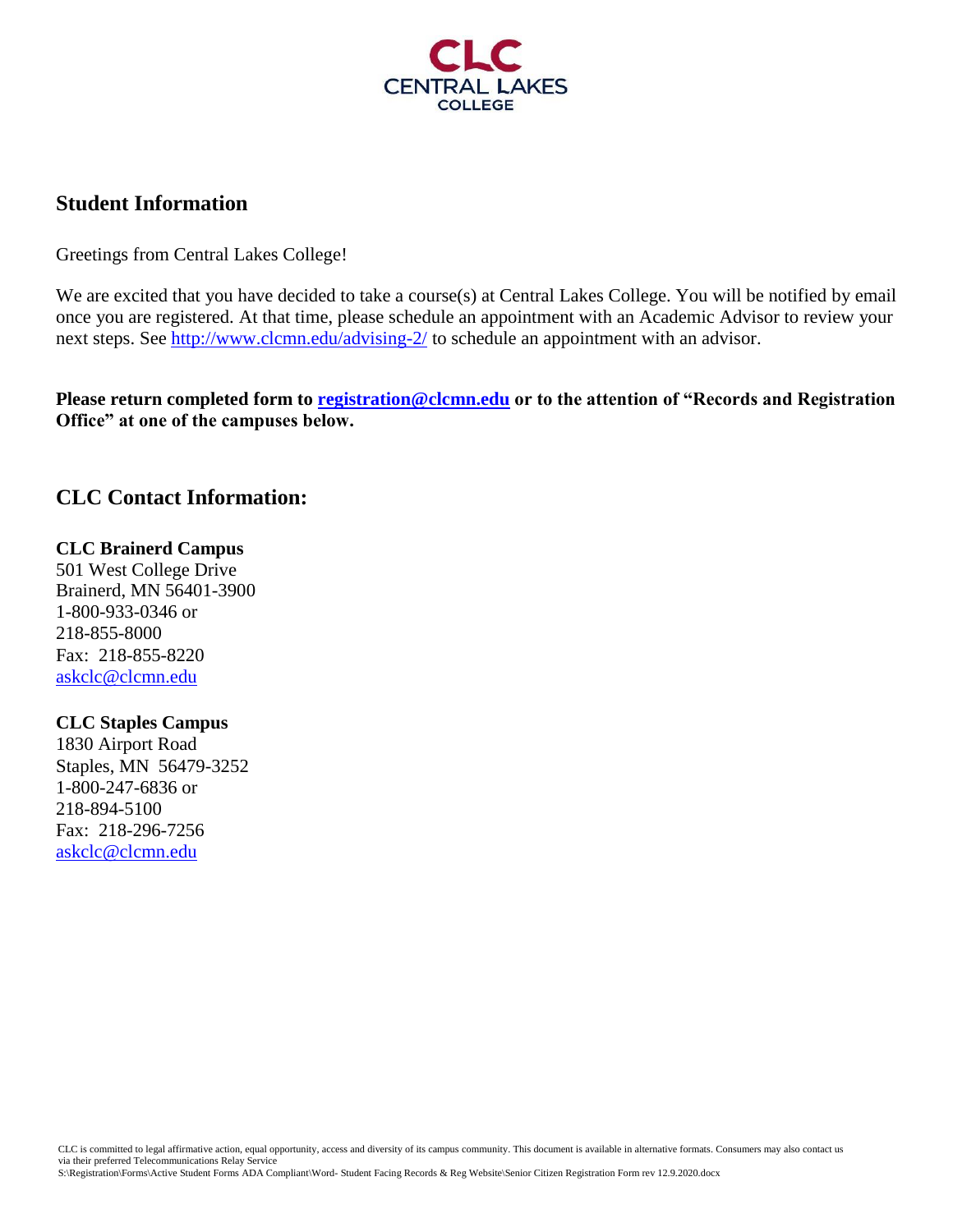## Student Information

Greetings from Central Lakes College!

We are excited that you have decided to take a course(s) at Central Lakes College. You will be notified by email once you are registered. At that time, please schedule an appointment with an Academic Advisor to review your next steps. See http://www.clcmn.edu/advising-2/ to schedule an appointment with an advisor.

**Please return completed form to registration@clcmn.edu or to the attention of "Records and Registration Office" at one of the campuses below.**

## CLC Contact Information:

**CLC Brainerd Campus**
501 West College Drive
Brainerd, MN 56401-3900
1-800-933-0346 or
218-855-8000
Fax: 218-855-8220
askclc@clcmn.edu

**CLC Staples Campus**
1830 Airport Road
Staples, MN 56479-3252
1-800-247-6836 or
218-894-5100
Fax: 218-296-7256
askclc@clcmn.edu

CLC is committed to legal affirmative action, equal opportunity, access and diversity of its campus community. This document is available in alternative formats. Consumers may also contact us via their preferred Telecommunications Relay Service
S:\Registration\Forms\Active Student Forms ADA Compliant\Word- Student Facing Records & Reg Website\Senior Citizen Registration Form rev 12.9.2020.docx